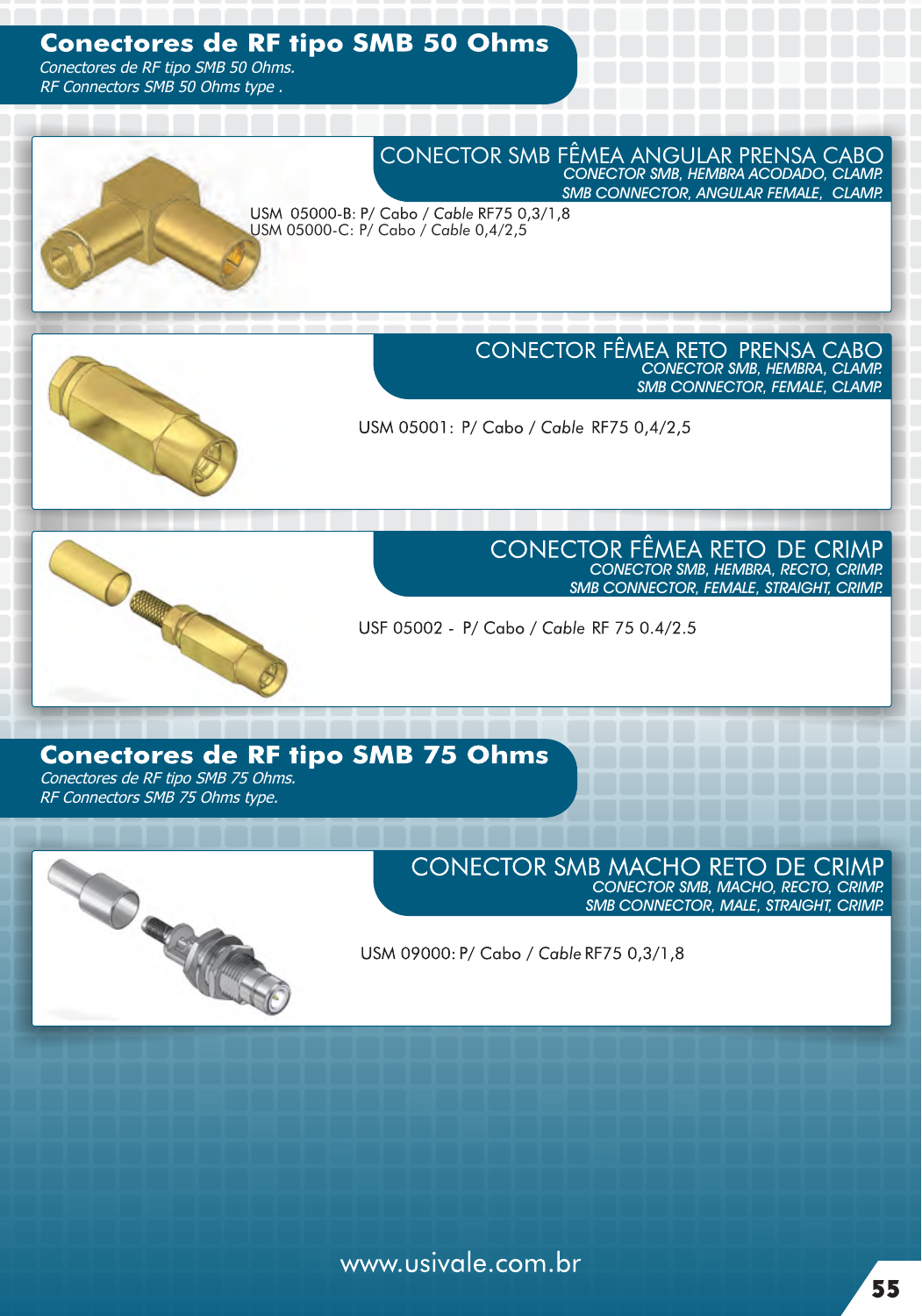# Conectores de RF tipo SMB 50 Ohms

*Conectores de RF tipo SMB 50 Ohms.*
*RF Connectors SMB 50 Ohms type .*

## CONECTOR SMB FÊMEA ANGULAR PRENSA CABO

*CONECTOR SMB, HEMBRA ACODADO, CLAMP.*
*SMB CONNECTOR, ANGULAR FEMALE, CLAMP.*

USM 05000-B: P/ Cabo / *Cable* RF75 0,3/1,8
USM 05000-C: P/ Cabo / *Cable* 0,4/2,5

## CONECTOR FÊMEA RETO PRENSA CABO

*CONECTOR SMB, HEMBRA, CLAMP.*
*SMB CONNECTOR, FEMALE, CLAMP.*

USM 05001: P/ Cabo / *Cable* RF75 0,4/2,5

## CONECTOR FÊMEA RETO DE CRIMP

*CONECTOR SMB, HEMBRA, RECTO, CRIMP.*
*SMB CONNECTOR, FEMALE, STRAIGHT, CRIMP.*

USF 05002 - P/ Cabo / *Cable* RF 75 0.4/2.5

# Conectores de RF tipo SMB 75 Ohms

*Conectores de RF tipo SMB 75 Ohms.*
*RF Connectors SMB 75 Ohms type.*

## CONECTOR SMB MACHO RETO DE CRIMP

*CONECTOR SMB, MACHO, RECTO, CRIMP.*
*SMB CONNECTOR, MALE, STRAIGHT, CRIMP.*

USM 09000: P/ Cabo / *Cable* RF75 0,3/1,8

www.usivale.com.br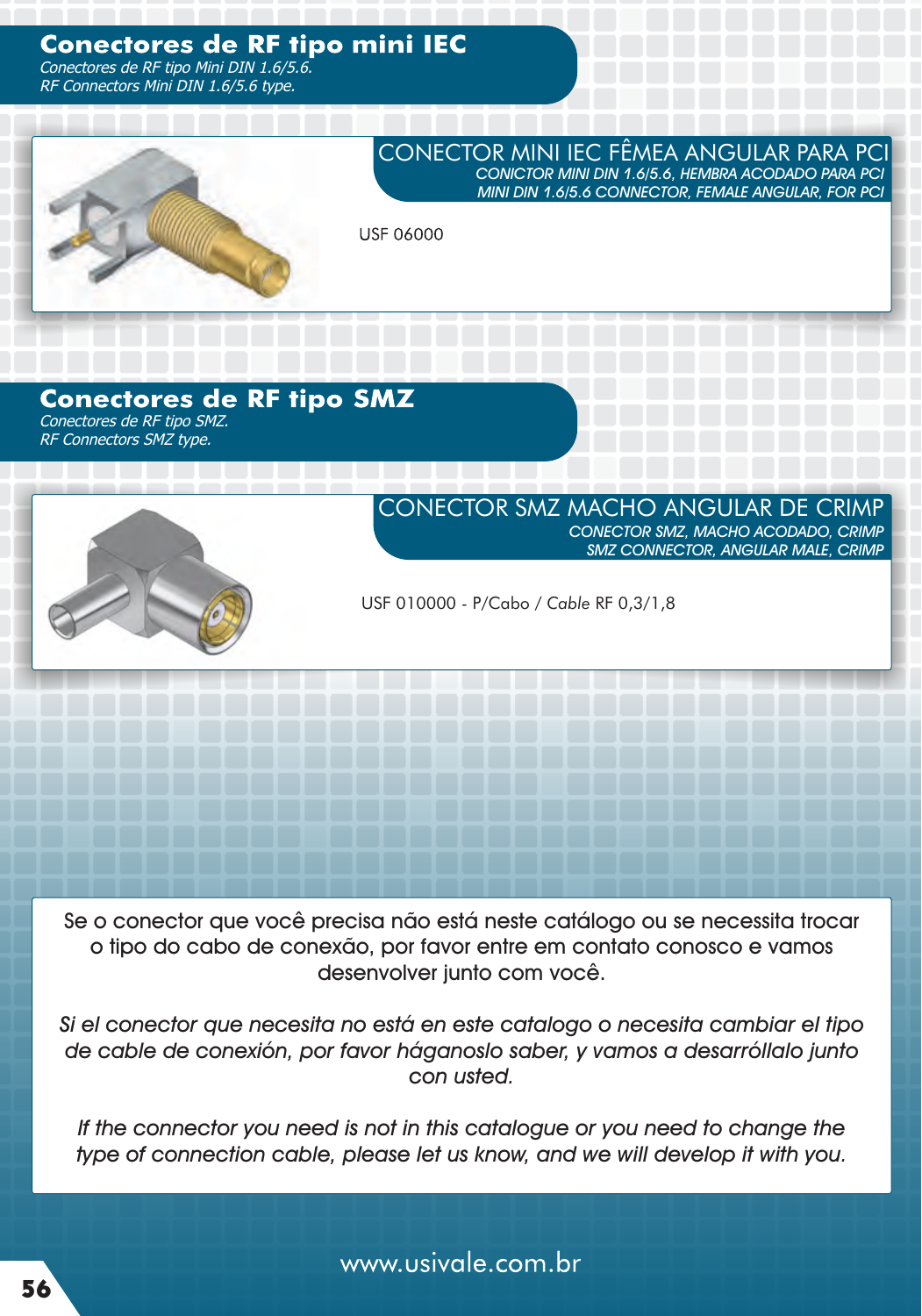## Conectores de RF tipo mini IEC

*Conectores de RF tipo Mini DIN 1.6/5.6.*
*RF Connectors Mini DIN 1.6/5.6 type.*

### CONECTOR MINI IEC FÊMEA ANGULAR PARA PCI

*CONICTOR MINI DIN 1.6/5.6, HEMBRA ACODADO PARA PCI*
*MINI DIN 1.6/5.6 CONNECTOR, FEMALE ANGULAR, FOR PCI*

USF 06000

## Conectores de RF tipo SMZ

*Conectores de RF tipo SMZ.*
*RF Connectors SMZ type.*

### CONECTOR SMZ MACHO ANGULAR DE CRIMP

*CONECTOR SMZ, MACHO ACODADO, CRIMP*
*SMZ CONNECTOR, ANGULAR MALE, CRIMP*

USF 010000 - P/Cabo / *Cable* RF 0,3/1,8

Se o conector que você precisa não está neste catálogo ou se necessita trocar o tipo do cabo de conexão, por favor entre em contato conosco e vamos desenvolver junto com você.

*Si el conector que necesita no está en este catalogo o necesita cambiar el tipo de cable de conexión, por favor háganoslo saber, y vamos a desarróllalo junto con usted.*

*If the connector you need is not in this catalogue or you need to change the type of connection cable, please let us know, and we will develop it with you.*

www.usivale.com.br